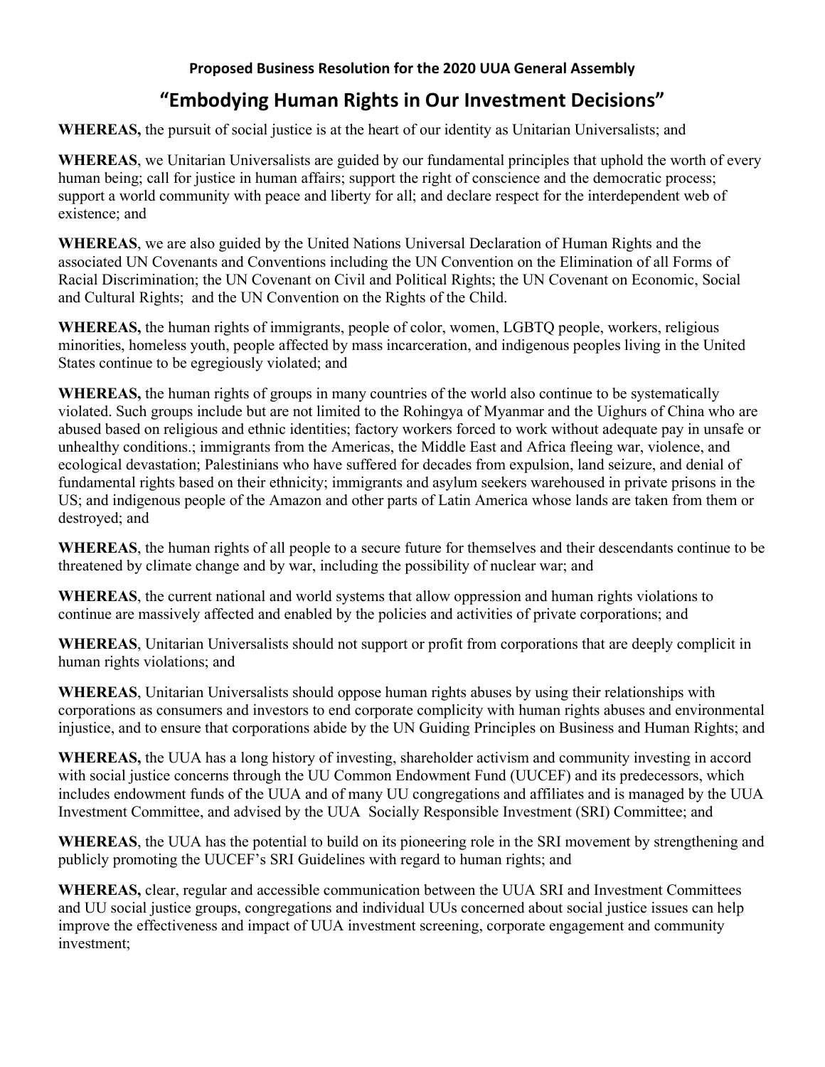**Proposed Business Resolution for the 2020 UUA General Assembly**

# "Embodying Human Rights in Our Investment Decisions"

**WHEREAS,** the pursuit of social justice is at the heart of our identity as Unitarian Universalists; and

**WHEREAS**, we Unitarian Universalists are guided by our fundamental principles that uphold the worth of every human being; call for justice in human affairs; support the right of conscience and the democratic process; support a world community with peace and liberty for all; and declare respect for the interdependent web of existence; and

**WHEREAS**, we are also guided by the United Nations Universal Declaration of Human Rights and the associated UN Covenants and Conventions including the UN Convention on the Elimination of all Forms of Racial Discrimination; the UN Covenant on Civil and Political Rights; the UN Covenant on Economic, Social and Cultural Rights; and the UN Convention on the Rights of the Child.

**WHEREAS,** the human rights of immigrants, people of color, women, LGBTQ people, workers, religious minorities, homeless youth, people affected by mass incarceration, and indigenous peoples living in the United States continue to be egregiously violated; and

**WHEREAS,** the human rights of groups in many countries of the world also continue to be systematically violated. Such groups include but are not limited to the Rohingya of Myanmar and the Uighurs of China who are abused based on religious and ethnic identities; factory workers forced to work without adequate pay in unsafe or unhealthy conditions.; immigrants from the Americas, the Middle East and Africa fleeing war, violence, and ecological devastation; Palestinians who have suffered for decades from expulsion, land seizure, and denial of fundamental rights based on their ethnicity; immigrants and asylum seekers warehoused in private prisons in the US; and indigenous people of the Amazon and other parts of Latin America whose lands are taken from them or destroyed; and

**WHEREAS**, the human rights of all people to a secure future for themselves and their descendants continue to be threatened by climate change and by war, including the possibility of nuclear war; and

**WHEREAS**, the current national and world systems that allow oppression and human rights violations to continue are massively affected and enabled by the policies and activities of private corporations; and

**WHEREAS**, Unitarian Universalists should not support or profit from corporations that are deeply complicit in human rights violations; and

**WHEREAS**, Unitarian Universalists should oppose human rights abuses by using their relationships with corporations as consumers and investors to end corporate complicity with human rights abuses and environmental injustice, and to ensure that corporations abide by the UN Guiding Principles on Business and Human Rights; and

**WHEREAS,** the UUA has a long history of investing, shareholder activism and community investing in accord with social justice concerns through the UU Common Endowment Fund (UUCEF) and its predecessors, which includes endowment funds of the UUA and of many UU congregations and affiliates and is managed by the UUA Investment Committee, and advised by the UUA Socially Responsible Investment (SRI) Committee; and

**WHEREAS**, the UUA has the potential to build on its pioneering role in the SRI movement by strengthening and publicly promoting the UUCEF's SRI Guidelines with regard to human rights; and

**WHEREAS,** clear, regular and accessible communication between the UUA SRI and Investment Committees and UU social justice groups, congregations and individual UUs concerned about social justice issues can help improve the effectiveness and impact of UUA investment screening, corporate engagement and community investment;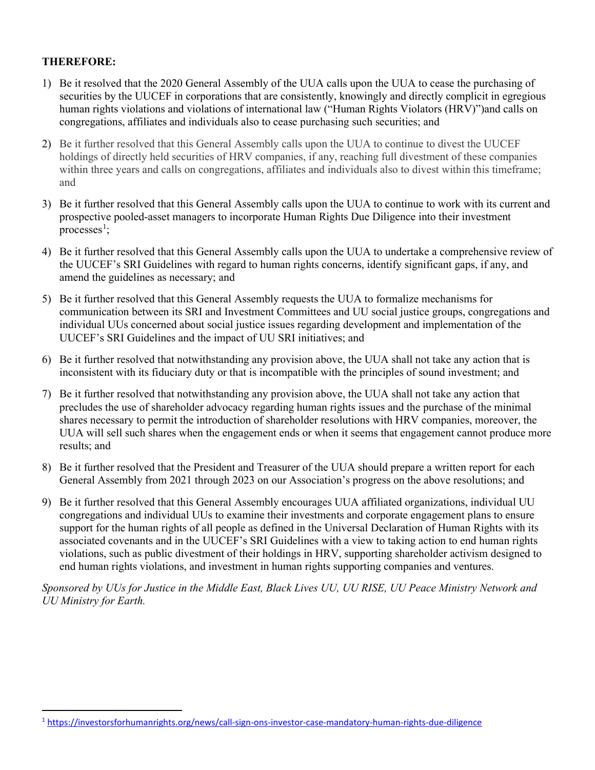**THEREFORE:**

1) Be it resolved that the 2020 General Assembly of the UUA calls upon the UUA to cease the purchasing of securities by the UUCEF in corporations that are consistently, knowingly and directly complicit in egregious human rights violations and violations of international law ("Human Rights Violators (HRV)")and calls on congregations, affiliates and individuals also to cease purchasing such securities; and

2) Be it further resolved that this General Assembly calls upon the UUA to continue to divest the UUCEF holdings of directly held securities of HRV companies, if any, reaching full divestment of these companies within three years and calls on congregations, affiliates and individuals also to divest within this timeframe; and

3) Be it further resolved that this General Assembly calls upon the UUA to continue to work with its current and prospective pooled-asset managers to incorporate Human Rights Due Diligence into their investment processes[1];

4) Be it further resolved that this General Assembly calls upon the UUA to undertake a comprehensive review of the UUCEF's SRI Guidelines with regard to human rights concerns, identify significant gaps, if any, and amend the guidelines as necessary; and

5) Be it further resolved that this General Assembly requests the UUA to formalize mechanisms for communication between its SRI and Investment Committees and UU social justice groups, congregations and individual UUs concerned about social justice issues regarding development and implementation of the UUCEF's SRI Guidelines and the impact of UU SRI initiatives; and

6) Be it further resolved that notwithstanding any provision above, the UUA shall not take any action that is inconsistent with its fiduciary duty or that is incompatible with the principles of sound investment; and

7) Be it further resolved that notwithstanding any provision above, the UUA shall not take any action that precludes the use of shareholder advocacy regarding human rights issues and the purchase of the minimal shares necessary to permit the introduction of shareholder resolutions with HRV companies, moreover, the UUA will sell such shares when the engagement ends or when it seems that engagement cannot produce more results; and

8) Be it further resolved that the President and Treasurer of the UUA should prepare a written report for each General Assembly from 2021 through 2023 on our Association's progress on the above resolutions; and

9) Be it further resolved that this General Assembly encourages UUA affiliated organizations, individual UU congregations and individual UUs to examine their investments and corporate engagement plans to ensure support for the human rights of all people as defined in the Universal Declaration of Human Rights with its associated covenants and in the UUCEF's SRI Guidelines with a view to taking action to end human rights violations, such as public divestment of their holdings in HRV, supporting shareholder activism designed to end human rights violations, and investment in human rights supporting companies and ventures.

*Sponsored by UUs for Justice in the Middle East, Black Lives UU, UU RISE, UU Peace Ministry Network and UU Ministry for Earth.*

---

[1] https://investorsforhumanrights.org/news/call-sign-ons-investor-case-mandatory-human-rights-due-diligence